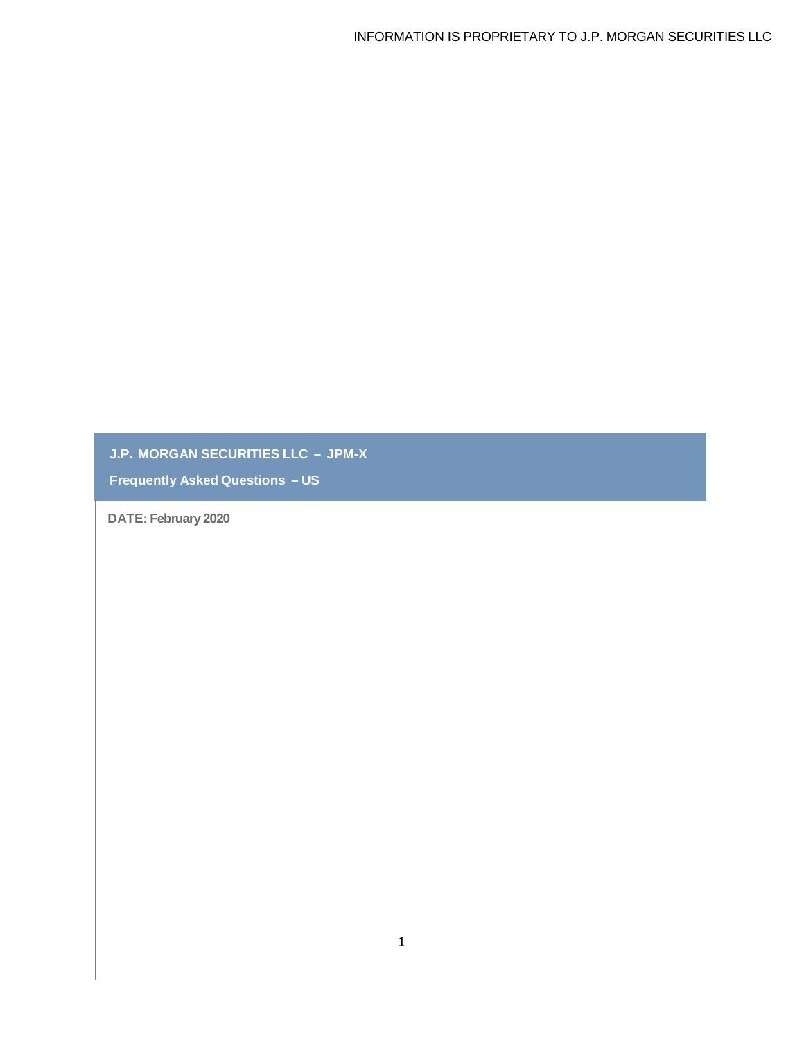INFORMATION IS PROPRIETARY TO J.P. MORGAN SECURITIES LLC

# J.P. MORGAN SECURITIES LLC – JPM-X

## Frequently Asked Questions – US

**DATE: February 2020**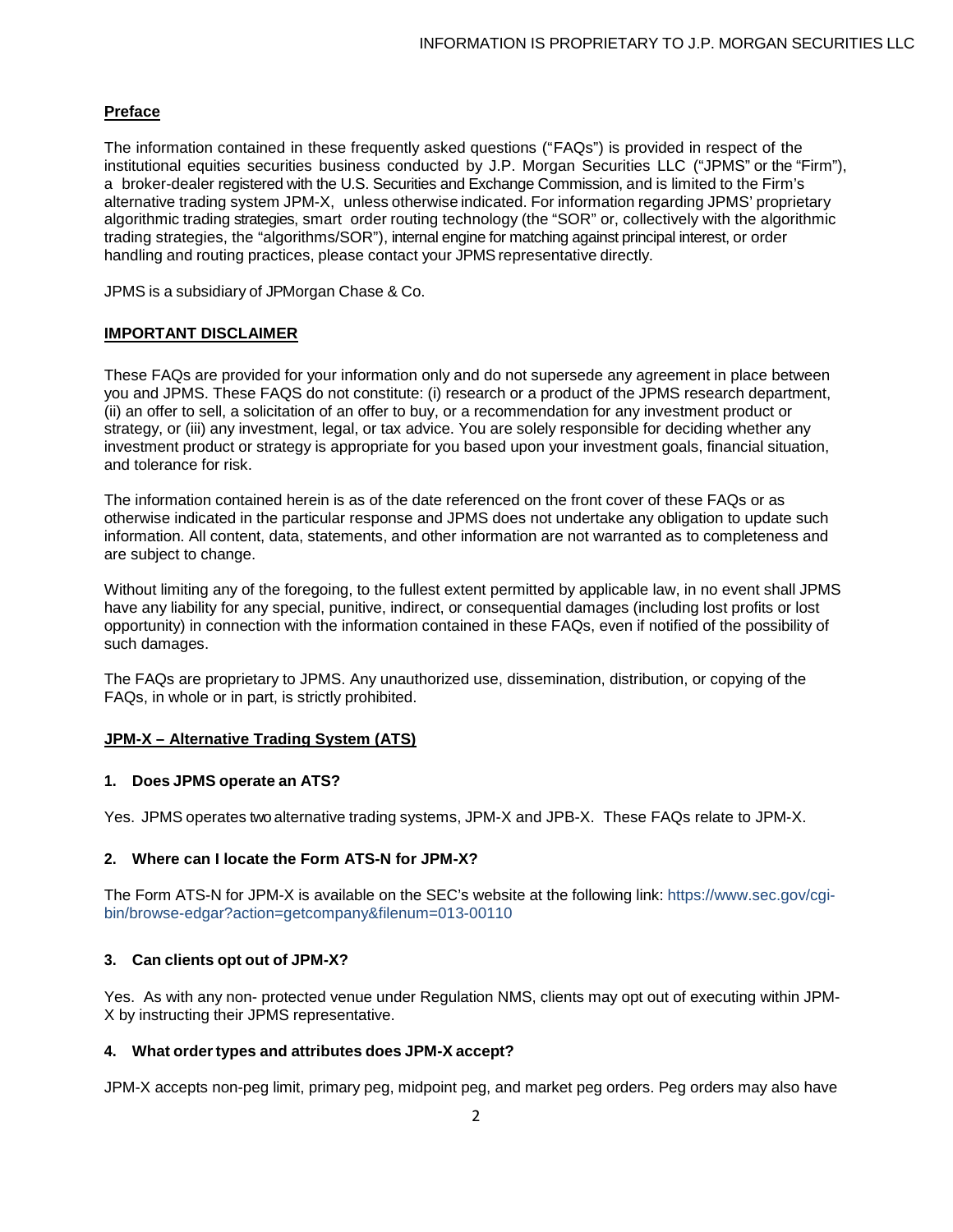**Preface**

The information contained in these frequently asked questions ("FAQs") is provided in respect of the institutional equities securities business conducted by J.P. Morgan Securities LLC ("JPMS" or the "Firm"), a broker-dealer registered with the U.S. Securities and Exchange Commission, and is limited to the Firm's alternative trading system JPM-X, unless otherwise indicated. For information regarding JPMS' proprietary algorithmic trading strategies, smart order routing technology (the "SOR" or, collectively with the algorithmic trading strategies, the "algorithms/SOR"), internal engine for matching against principal interest, or order handling and routing practices, please contact your JPMS representative directly.

JPMS is a subsidiary of JPMorgan Chase & Co.

**IMPORTANT DISCLAIMER**

These FAQs are provided for your information only and do not supersede any agreement in place between you and JPMS. These FAQS do not constitute: (i) research or a product of the JPMS research department, (ii) an offer to sell, a solicitation of an offer to buy, or a recommendation for any investment product or strategy, or (iii) any investment, legal, or tax advice. You are solely responsible for deciding whether any investment product or strategy is appropriate for you based upon your investment goals, financial situation, and tolerance for risk.

The information contained herein is as of the date referenced on the front cover of these FAQs or as otherwise indicated in the particular response and JPMS does not undertake any obligation to update such information. All content, data, statements, and other information are not warranted as to completeness and are subject to change.

Without limiting any of the foregoing, to the fullest extent permitted by applicable law, in no event shall JPMS have any liability for any special, punitive, indirect, or consequential damages (including lost profits or lost opportunity) in connection with the information contained in these FAQs, even if notified of the possibility of such damages.

The FAQs are proprietary to JPMS. Any unauthorized use, dissemination, distribution, or copying of the FAQs, in whole or in part, is strictly prohibited.

**JPM-X – Alternative Trading System (ATS)**

**1. Does JPMS operate an ATS?**

Yes. JPMS operates two alternative trading systems, JPM-X and JPB-X. These FAQs relate to JPM-X.

**2. Where can I locate the Form ATS-N for JPM-X?**

The Form ATS-N for JPM-X is available on the SEC's website at the following link: https://www.sec.gov/cgi-bin/browse-edgar?action=getcompany&filenum=013-00110

**3. Can clients opt out of JPM-X?**

Yes. As with any non- protected venue under Regulation NMS, clients may opt out of executing within JPM-X by instructing their JPMS representative.

**4. What order types and attributes does JPM-X accept?**

JPM-X accepts non-peg limit, primary peg, midpoint peg, and market peg orders. Peg orders may also have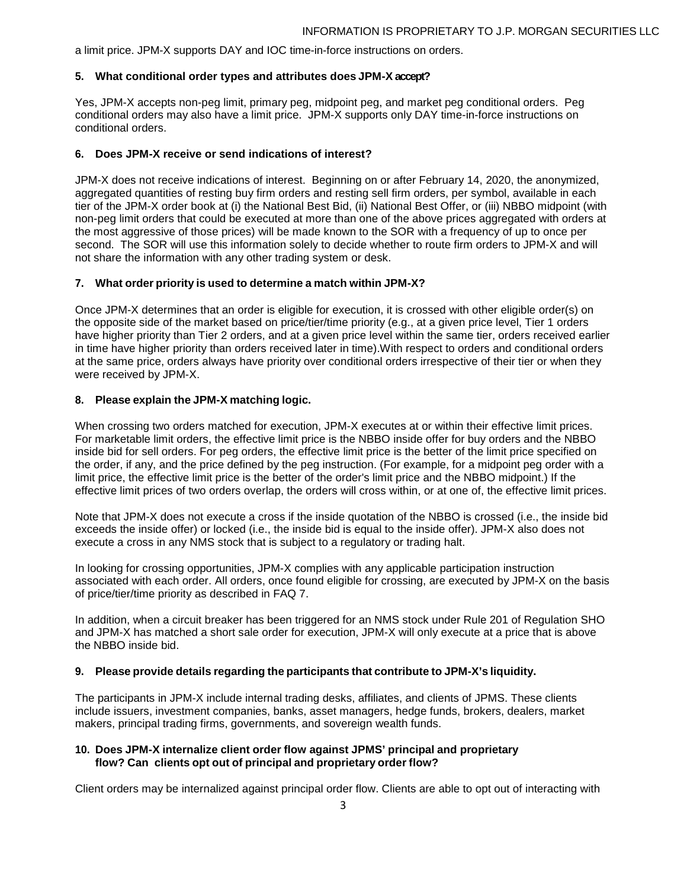a limit price. JPM-X supports DAY and IOC time-in-force instructions on orders.

**5. What conditional order types and attributes does JPM-X accept?**

Yes, JPM-X accepts non-peg limit, primary peg, midpoint peg, and market peg conditional orders. Peg conditional orders may also have a limit price. JPM-X supports only DAY time-in-force instructions on conditional orders.

**6. Does JPM-X receive or send indications of interest?**

JPM-X does not receive indications of interest. Beginning on or after February 14, 2020, the anonymized, aggregated quantities of resting buy firm orders and resting sell firm orders, per symbol, available in each tier of the JPM-X order book at (i) the National Best Bid, (ii) National Best Offer, or (iii) NBBO midpoint (with non-peg limit orders that could be executed at more than one of the above prices aggregated with orders at the most aggressive of those prices) will be made known to the SOR with a frequency of up to once per second. The SOR will use this information solely to decide whether to route firm orders to JPM-X and will not share the information with any other trading system or desk.

**7. What order priority is used to determine a match within JPM-X?**

Once JPM-X determines that an order is eligible for execution, it is crossed with other eligible order(s) on the opposite side of the market based on price/tier/time priority (e.g., at a given price level, Tier 1 orders have higher priority than Tier 2 orders, and at a given price level within the same tier, orders received earlier in time have higher priority than orders received later in time).With respect to orders and conditional orders at the same price, orders always have priority over conditional orders irrespective of their tier or when they were received by JPM-X.

**8. Please explain the JPM-X matching logic.**

When crossing two orders matched for execution, JPM-X executes at or within their effective limit prices. For marketable limit orders, the effective limit price is the NBBO inside offer for buy orders and the NBBO inside bid for sell orders. For peg orders, the effective limit price is the better of the limit price specified on the order, if any, and the price defined by the peg instruction. (For example, for a midpoint peg order with a limit price, the effective limit price is the better of the order's limit price and the NBBO midpoint.) If the effective limit prices of two orders overlap, the orders will cross within, or at one of, the effective limit prices.

Note that JPM-X does not execute a cross if the inside quotation of the NBBO is crossed (i.e., the inside bid exceeds the inside offer) or locked (i.e., the inside bid is equal to the inside offer). JPM-X also does not execute a cross in any NMS stock that is subject to a regulatory or trading halt.

In looking for crossing opportunities, JPM-X complies with any applicable participation instruction associated with each order. All orders, once found eligible for crossing, are executed by JPM-X on the basis of price/tier/time priority as described in FAQ 7.

In addition, when a circuit breaker has been triggered for an NMS stock under Rule 201 of Regulation SHO and JPM-X has matched a short sale order for execution, JPM-X will only execute at a price that is above the NBBO inside bid.

**9. Please provide details regarding the participants that contribute to JPM-X's liquidity.**

The participants in JPM-X include internal trading desks, affiliates, and clients of JPMS. These clients include issuers, investment companies, banks, asset managers, hedge funds, brokers, dealers, market makers, principal trading firms, governments, and sovereign wealth funds.

**10. Does JPM-X internalize client order flow against JPMS' principal and proprietary flow? Can clients opt out of principal and proprietary order flow?**

Client orders may be internalized against principal order flow. Clients are able to opt out of interacting with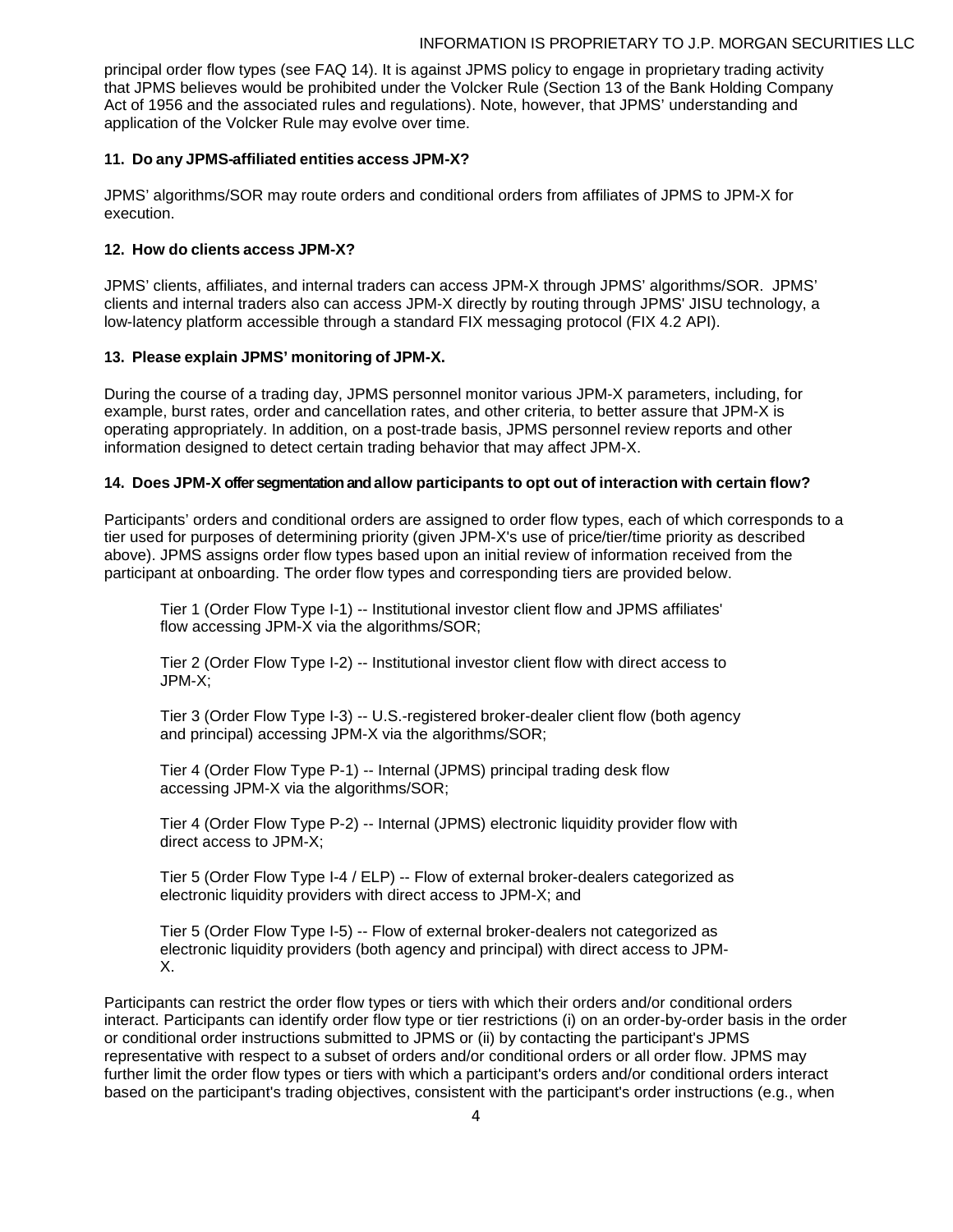principal order flow types (see FAQ 14). It is against JPMS policy to engage in proprietary trading activity that JPMS believes would be prohibited under the Volcker Rule (Section 13 of the Bank Holding Company Act of 1956 and the associated rules and regulations). Note, however, that JPMS' understanding and application of the Volcker Rule may evolve over time.

**11. Do any JPMS-affiliated entities access JPM-X?**

JPMS' algorithms/SOR may route orders and conditional orders from affiliates of JPMS to JPM-X for execution.

**12. How do clients access JPM-X?**

JPMS' clients, affiliates, and internal traders can access JPM-X through JPMS' algorithms/SOR. JPMS' clients and internal traders also can access JPM-X directly by routing through JPMS' JISU technology, a low-latency platform accessible through a standard FIX messaging protocol (FIX 4.2 API).

**13. Please explain JPMS' monitoring of JPM-X.**

During the course of a trading day, JPMS personnel monitor various JPM-X parameters, including, for example, burst rates, order and cancellation rates, and other criteria, to better assure that JPM-X is operating appropriately. In addition, on a post-trade basis, JPMS personnel review reports and other information designed to detect certain trading behavior that may affect JPM-X.

**14. Does JPM-X offer segmentation and allow participants to opt out of interaction with certain flow?**

Participants' orders and conditional orders are assigned to order flow types, each of which corresponds to a tier used for purposes of determining priority (given JPM-X's use of price/tier/time priority as described above). JPMS assigns order flow types based upon an initial review of information received from the participant at onboarding. The order flow types and corresponding tiers are provided below.

Tier 1 (Order Flow Type I-1) -- Institutional investor client flow and JPMS affiliates' flow accessing JPM-X via the algorithms/SOR;

Tier 2 (Order Flow Type I-2) -- Institutional investor client flow with direct access to JPM-X;

Tier 3 (Order Flow Type I-3) -- U.S.-registered broker-dealer client flow (both agency and principal) accessing JPM-X via the algorithms/SOR;

Tier 4 (Order Flow Type P-1) -- Internal (JPMS) principal trading desk flow accessing JPM-X via the algorithms/SOR;

Tier 4 (Order Flow Type P-2) -- Internal (JPMS) electronic liquidity provider flow with direct access to JPM-X;

Tier 5 (Order Flow Type I-4 / ELP) -- Flow of external broker-dealers categorized as electronic liquidity providers with direct access to JPM-X; and

Tier 5 (Order Flow Type I-5) -- Flow of external broker-dealers not categorized as electronic liquidity providers (both agency and principal) with direct access to JPM-X.

Participants can restrict the order flow types or tiers with which their orders and/or conditional orders interact. Participants can identify order flow type or tier restrictions (i) on an order-by-order basis in the order or conditional order instructions submitted to JPMS or (ii) by contacting the participant's JPMS representative with respect to a subset of orders and/or conditional orders or all order flow. JPMS may further limit the order flow types or tiers with which a participant's orders and/or conditional orders interact based on the participant's trading objectives, consistent with the participant's order instructions (e.g., when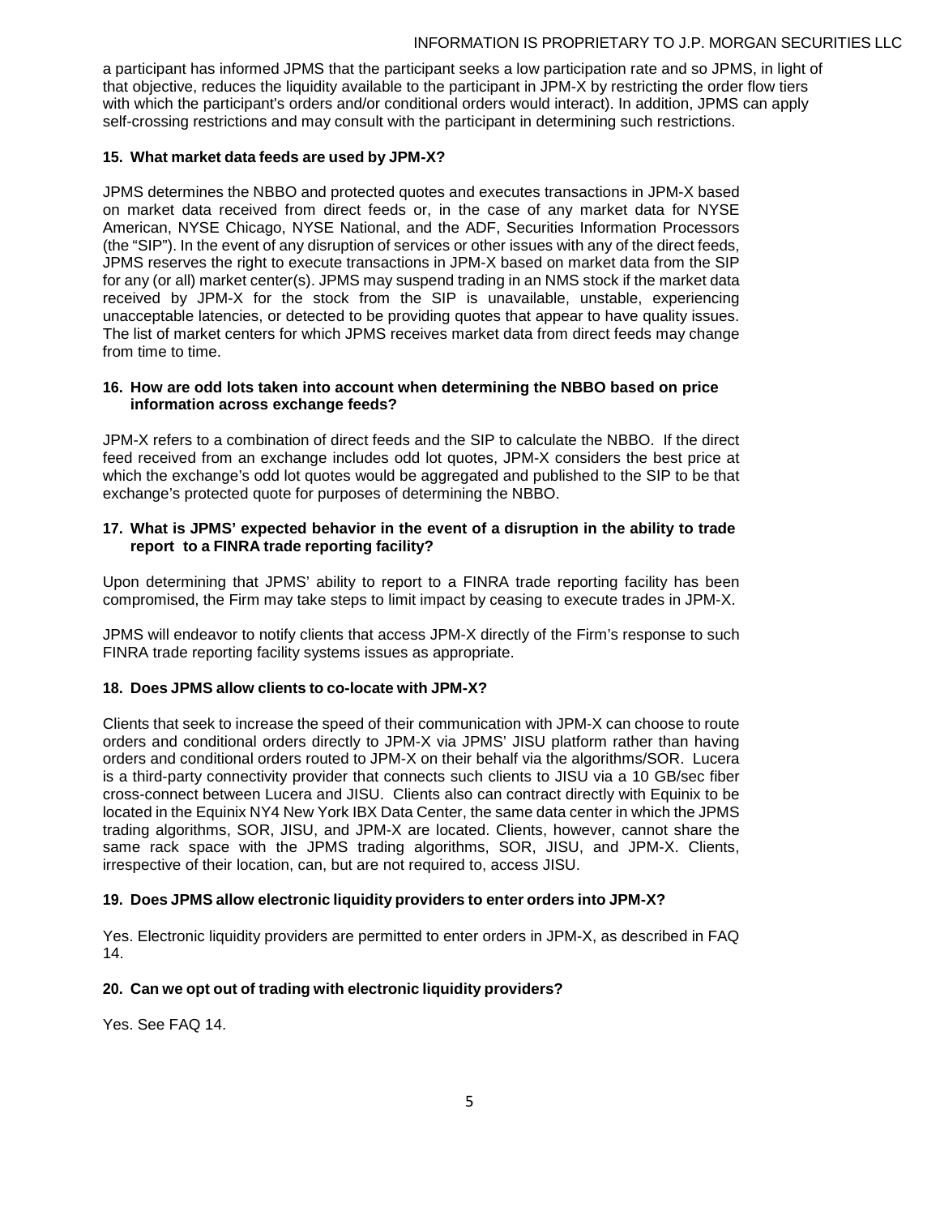a participant has informed JPMS that the participant seeks a low participation rate and so JPMS, in light of that objective, reduces the liquidity available to the participant in JPM-X by restricting the order flow tiers with which the participant's orders and/or conditional orders would interact). In addition, JPMS can apply self-crossing restrictions and may consult with the participant in determining such restrictions.

**15. What market data feeds are used by JPM-X?**

JPMS determines the NBBO and protected quotes and executes transactions in JPM-X based on market data received from direct feeds or, in the case of any market data for NYSE American, NYSE Chicago, NYSE National, and the ADF, Securities Information Processors (the "SIP"). In the event of any disruption of services or other issues with any of the direct feeds, JPMS reserves the right to execute transactions in JPM-X based on market data from the SIP for any (or all) market center(s). JPMS may suspend trading in an NMS stock if the market data received by JPM-X for the stock from the SIP is unavailable, unstable, experiencing unacceptable latencies, or detected to be providing quotes that appear to have quality issues. The list of market centers for which JPMS receives market data from direct feeds may change from time to time.

**16. How are odd lots taken into account when determining the NBBO based on price information across exchange feeds?**

JPM-X refers to a combination of direct feeds and the SIP to calculate the NBBO. If the direct feed received from an exchange includes odd lot quotes, JPM-X considers the best price at which the exchange's odd lot quotes would be aggregated and published to the SIP to be that exchange's protected quote for purposes of determining the NBBO.

**17. What is JPMS' expected behavior in the event of a disruption in the ability to trade report to a FINRA trade reporting facility?**

Upon determining that JPMS' ability to report to a FINRA trade reporting facility has been compromised, the Firm may take steps to limit impact by ceasing to execute trades in JPM-X.

JPMS will endeavor to notify clients that access JPM-X directly of the Firm's response to such FINRA trade reporting facility systems issues as appropriate.

**18. Does JPMS allow clients to co-locate with JPM-X?**

Clients that seek to increase the speed of their communication with JPM-X can choose to route orders and conditional orders directly to JPM-X via JPMS' JISU platform rather than having orders and conditional orders routed to JPM-X on their behalf via the algorithms/SOR. Lucera is a third-party connectivity provider that connects such clients to JISU via a 10 GB/sec fiber cross-connect between Lucera and JISU. Clients also can contract directly with Equinix to be located in the Equinix NY4 New York IBX Data Center, the same data center in which the JPMS trading algorithms, SOR, JISU, and JPM-X are located. Clients, however, cannot share the same rack space with the JPMS trading algorithms, SOR, JISU, and JPM-X. Clients, irrespective of their location, can, but are not required to, access JISU.

**19. Does JPMS allow electronic liquidity providers to enter orders into JPM-X?**

Yes. Electronic liquidity providers are permitted to enter orders in JPM-X, as described in FAQ 14.

**20. Can we opt out of trading with electronic liquidity providers?**

Yes. See FAQ 14.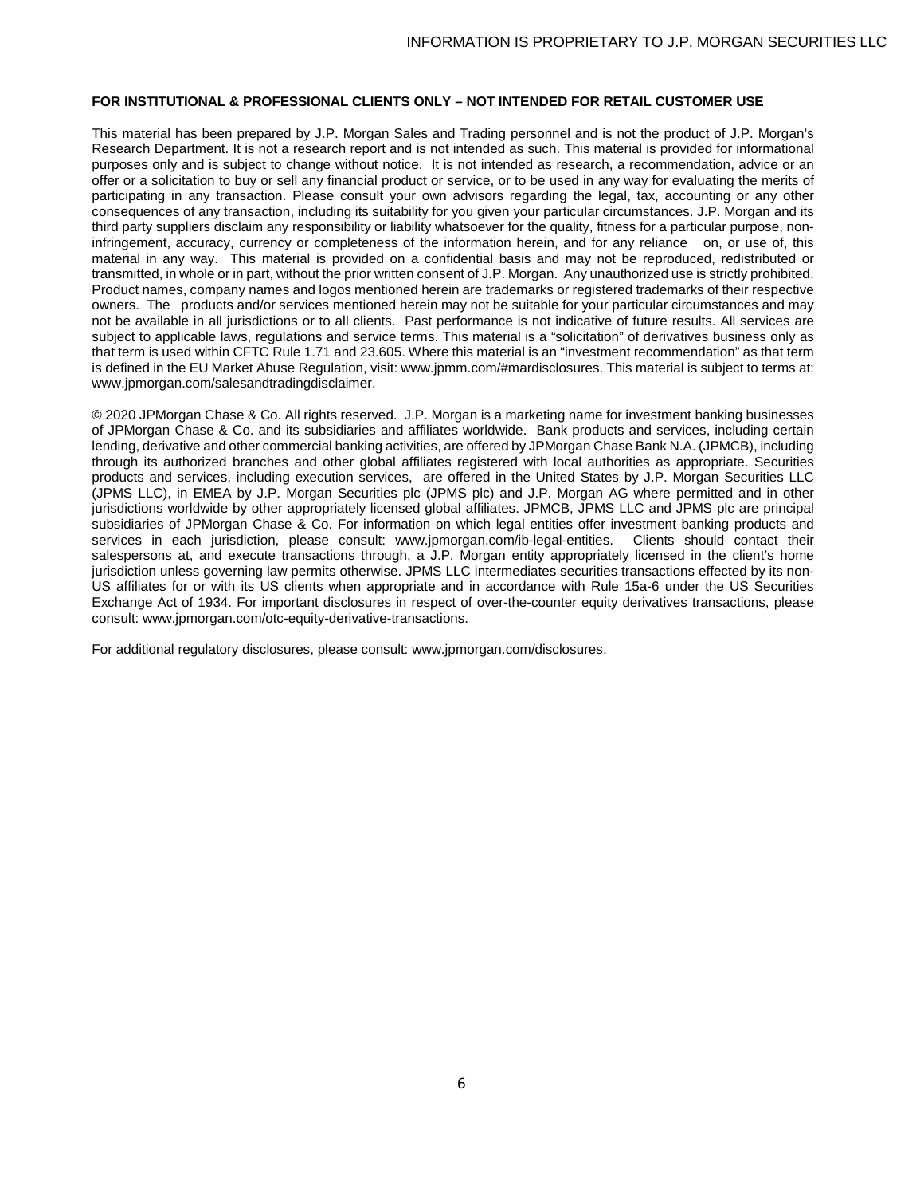**FOR INSTITUTIONAL & PROFESSIONAL CLIENTS ONLY – NOT INTENDED FOR RETAIL CUSTOMER USE**

This material has been prepared by J.P. Morgan Sales and Trading personnel and is not the product of J.P. Morgan's Research Department. It is not a research report and is not intended as such. This material is provided for informational purposes only and is subject to change without notice. It is not intended as research, a recommendation, advice or an offer or a solicitation to buy or sell any financial product or service, or to be used in any way for evaluating the merits of participating in any transaction. Please consult your own advisors regarding the legal, tax, accounting or any other consequences of any transaction, including its suitability for you given your particular circumstances. J.P. Morgan and its third party suppliers disclaim any responsibility or liability whatsoever for the quality, fitness for a particular purpose, non-infringement, accuracy, currency or completeness of the information herein, and for any reliance on, or use of, this material in any way. This material is provided on a confidential basis and may not be reproduced, redistributed or transmitted, in whole or in part, without the prior written consent of J.P. Morgan. Any unauthorized use is strictly prohibited. Product names, company names and logos mentioned herein are trademarks or registered trademarks of their respective owners. The products and/or services mentioned herein may not be suitable for your particular circumstances and may not be available in all jurisdictions or to all clients. Past performance is not indicative of future results. All services are subject to applicable laws, regulations and service terms. This material is a "solicitation" of derivatives business only as that term is used within CFTC Rule 1.71 and 23.605. Where this material is an "investment recommendation" as that term is defined in the EU Market Abuse Regulation, visit: www.jpmm.com/#mardisclosures. This material is subject to terms at: www.jpmorgan.com/salesandtradingdisclaimer.

© 2020 JPMorgan Chase & Co. All rights reserved. J.P. Morgan is a marketing name for investment banking businesses of JPMorgan Chase & Co. and its subsidiaries and affiliates worldwide. Bank products and services, including certain lending, derivative and other commercial banking activities, are offered by JPMorgan Chase Bank N.A. (JPMCB), including through its authorized branches and other global affiliates registered with local authorities as appropriate. Securities products and services, including execution services, are offered in the United States by J.P. Morgan Securities LLC (JPMS LLC), in EMEA by J.P. Morgan Securities plc (JPMS plc) and J.P. Morgan AG where permitted and in other jurisdictions worldwide by other appropriately licensed global affiliates. JPMCB, JPMS LLC and JPMS plc are principal subsidiaries of JPMorgan Chase & Co. For information on which legal entities offer investment banking products and services in each jurisdiction, please consult: www.jpmorgan.com/ib-legal-entities. Clients should contact their salespersons at, and execute transactions through, a J.P. Morgan entity appropriately licensed in the client's home jurisdiction unless governing law permits otherwise. JPMS LLC intermediates securities transactions effected by its non-US affiliates for or with its US clients when appropriate and in accordance with Rule 15a-6 under the US Securities Exchange Act of 1934. For important disclosures in respect of over-the-counter equity derivatives transactions, please consult: www.jpmorgan.com/otc-equity-derivative-transactions.

For additional regulatory disclosures, please consult: www.jpmorgan.com/disclosures.